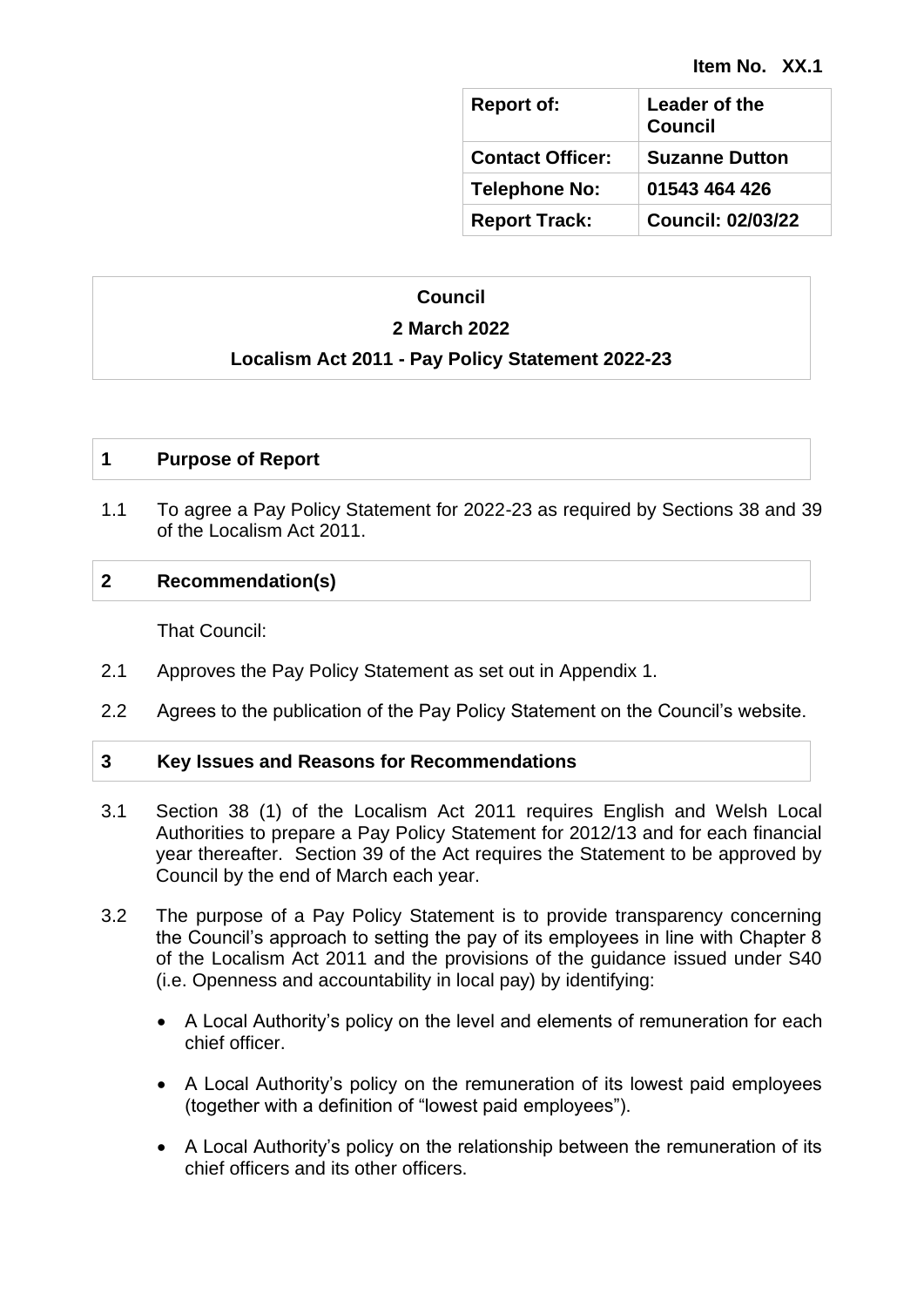**Item No. XX.1**

| Report of: | Leader of the Council |
| --- | --- |
| Contact Officer: | Suzanne Dutton |
| Telephone No: | 01543 464 426 |
| Report Track: | Council: 02/03/22 |

**Council**

**2 March 2022**

**Localism Act 2011 - Pay Policy Statement 2022-23**

## 1 Purpose of Report

1.1 To agree a Pay Policy Statement for 2022-23 as required by Sections 38 and 39 of the Localism Act 2011.

## 2 Recommendation(s)

That Council:

2.1 Approves the Pay Policy Statement as set out in Appendix 1.

2.2 Agrees to the publication of the Pay Policy Statement on the Council's website.

## 3 Key Issues and Reasons for Recommendations

3.1 Section 38 (1) of the Localism Act 2011 requires English and Welsh Local Authorities to prepare a Pay Policy Statement for 2012/13 and for each financial year thereafter. Section 39 of the Act requires the Statement to be approved by Council by the end of March each year.

3.2 The purpose of a Pay Policy Statement is to provide transparency concerning the Council's approach to setting the pay of its employees in line with Chapter 8 of the Localism Act 2011 and the provisions of the guidance issued under S40 (i.e. Openness and accountability in local pay) by identifying:

- A Local Authority's policy on the level and elements of remuneration for each chief officer.
- A Local Authority's policy on the remuneration of its lowest paid employees (together with a definition of "lowest paid employees").
- A Local Authority's policy on the relationship between the remuneration of its chief officers and its other officers.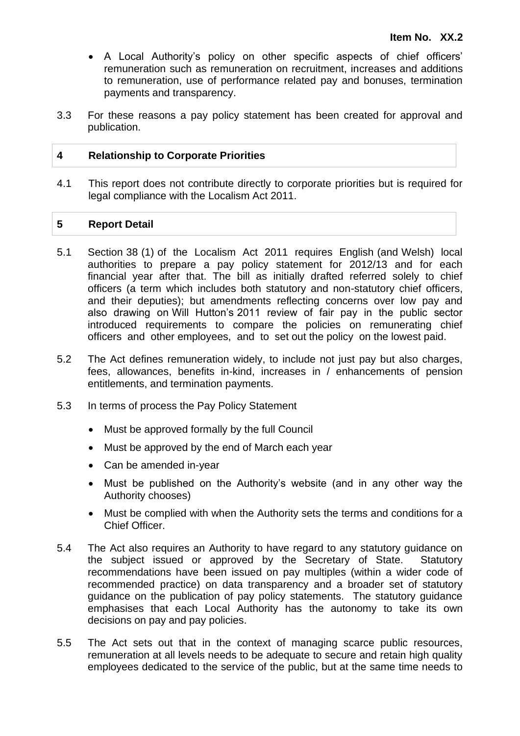- A Local Authority's policy on other specific aspects of chief officers' remuneration such as remuneration on recruitment, increases and additions to remuneration, use of performance related pay and bonuses, termination payments and transparency.

3.3 For these reasons a pay policy statement has been created for approval and publication.

## 4 Relationship to Corporate Priorities

4.1 This report does not contribute directly to corporate priorities but is required for legal compliance with the Localism Act 2011.

## 5 Report Detail

5.1 Section 38 (1) of the Localism Act 2011 requires English (and Welsh) local authorities to prepare a pay policy statement for 2012/13 and for each financial year after that. The bill as initially drafted referred solely to chief officers (a term which includes both statutory and non-statutory chief officers, and their deputies); but amendments reflecting concerns over low pay and also drawing on Will Hutton's 2011 review of fair pay in the public sector introduced requirements to compare the policies on remunerating chief officers and other employees, and to set out the policy on the lowest paid.

5.2 The Act defines remuneration widely, to include not just pay but also charges, fees, allowances, benefits in-kind, increases in / enhancements of pension entitlements, and termination payments.

5.3 In terms of process the Pay Policy Statement

- Must be approved formally by the full Council
- Must be approved by the end of March each year
- Can be amended in-year
- Must be published on the Authority's website (and in any other way the Authority chooses)
- Must be complied with when the Authority sets the terms and conditions for a Chief Officer.

5.4 The Act also requires an Authority to have regard to any statutory guidance on the subject issued or approved by the Secretary of State. Statutory recommendations have been issued on pay multiples (within a wider code of recommended practice) on data transparency and a broader set of statutory guidance on the publication of pay policy statements. The statutory guidance emphasises that each Local Authority has the autonomy to take its own decisions on pay and pay policies.

5.5 The Act sets out that in the context of managing scarce public resources, remuneration at all levels needs to be adequate to secure and retain high quality employees dedicated to the service of the public, but at the same time needs to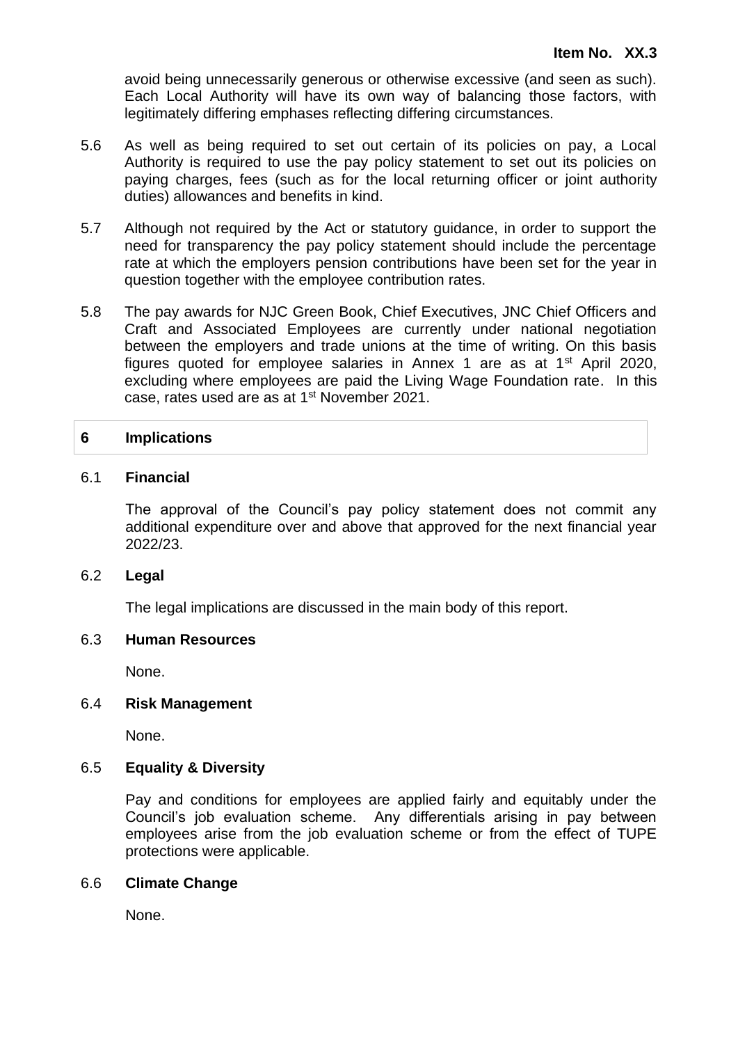avoid being unnecessarily generous or otherwise excessive (and seen as such). Each Local Authority will have its own way of balancing those factors, with legitimately differing emphases reflecting differing circumstances.

5.6 As well as being required to set out certain of its policies on pay, a Local Authority is required to use the pay policy statement to set out its policies on paying charges, fees (such as for the local returning officer or joint authority duties) allowances and benefits in kind.

5.7 Although not required by the Act or statutory guidance, in order to support the need for transparency the pay policy statement should include the percentage rate at which the employers pension contributions have been set for the year in question together with the employee contribution rates.

5.8 The pay awards for NJC Green Book, Chief Executives, JNC Chief Officers and Craft and Associated Employees are currently under national negotiation between the employers and trade unions at the time of writing. On this basis figures quoted for employee salaries in Annex 1 are as at 1st April 2020, excluding where employees are paid the Living Wage Foundation rate. In this case, rates used are as at 1st November 2021.

## 6 Implications

### 6.1 Financial

The approval of the Council's pay policy statement does not commit any additional expenditure over and above that approved for the next financial year 2022/23.

### 6.2 Legal

The legal implications are discussed in the main body of this report.

### 6.3 Human Resources

None.

### 6.4 Risk Management

None.

### 6.5 Equality & Diversity

Pay and conditions for employees are applied fairly and equitably under the Council's job evaluation scheme. Any differentials arising in pay between employees arise from the job evaluation scheme or from the effect of TUPE protections were applicable.

### 6.6 Climate Change

None.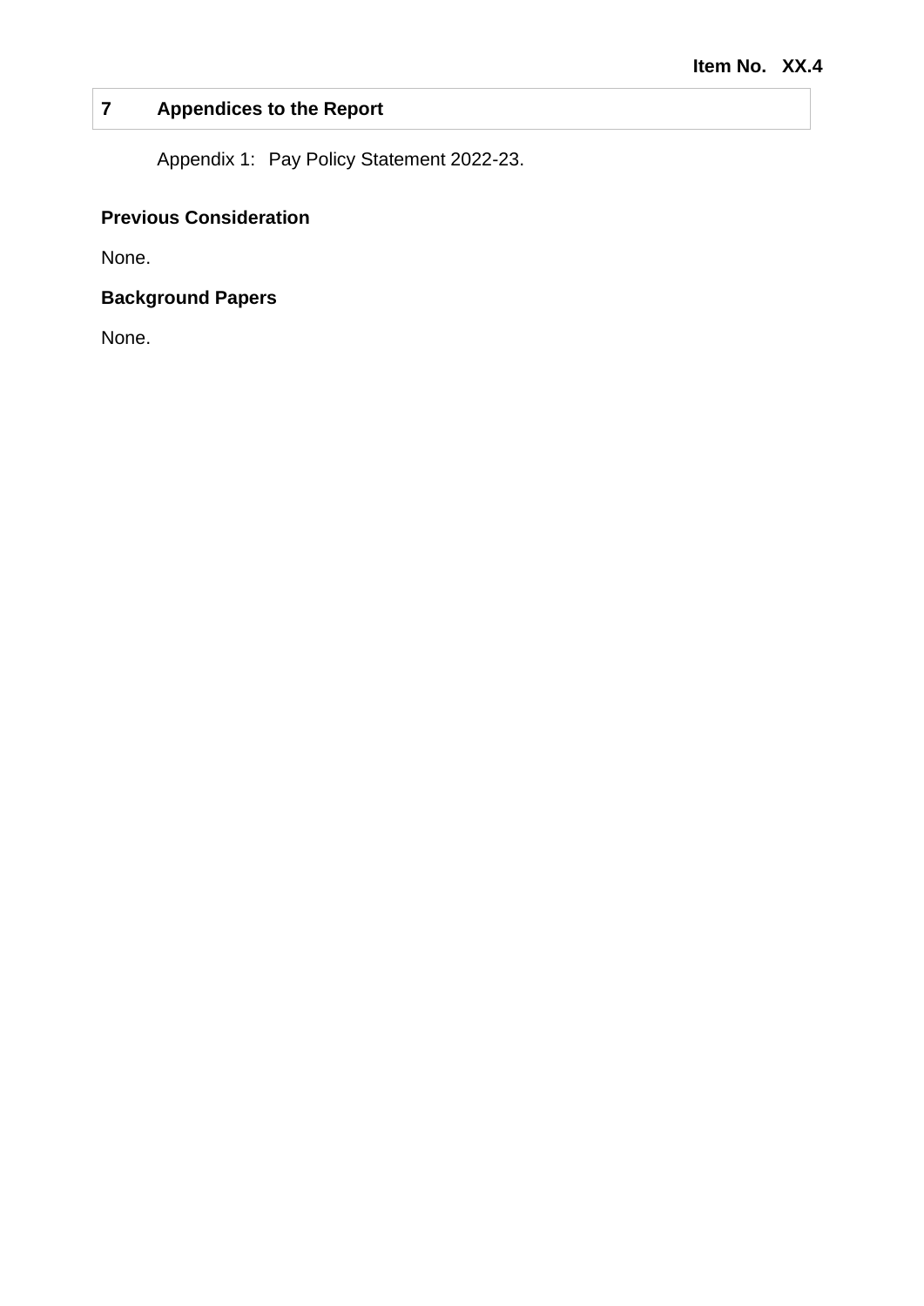## 7 Appendices to the Report

Appendix 1: Pay Policy Statement 2022-23.

**Previous Consideration**

None.

**Background Papers**

None.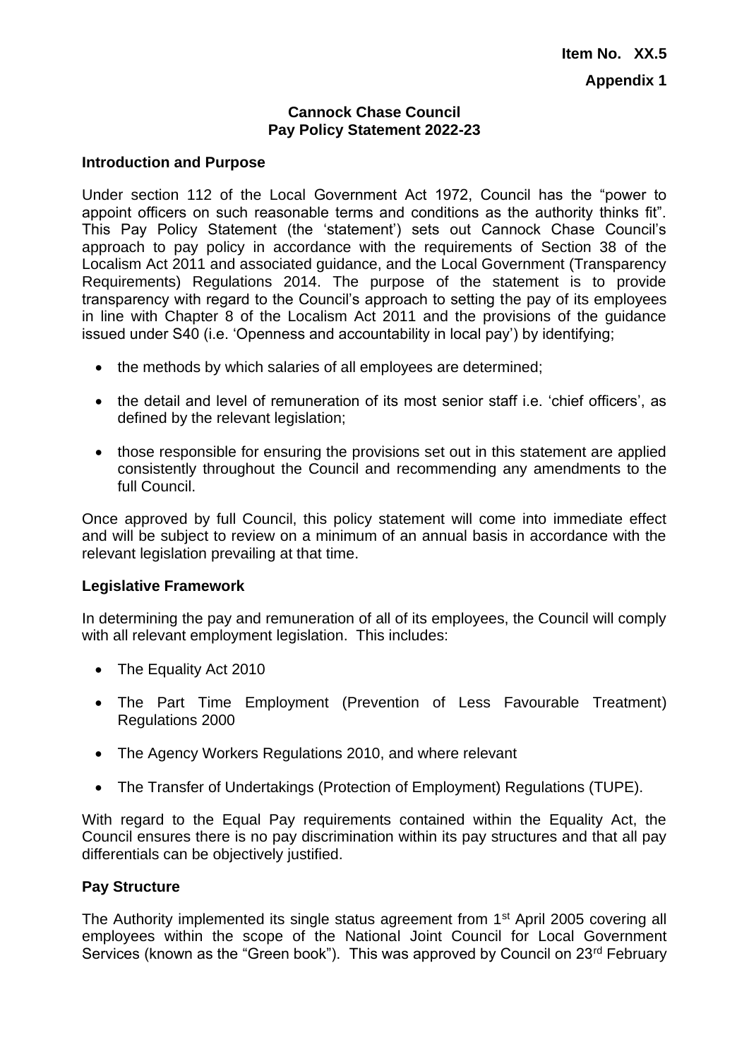**Item No. XX.5**

**Appendix 1**

**Cannock Chase Council**
**Pay Policy Statement 2022-23**

**Introduction and Purpose**

Under section 112 of the Local Government Act 1972, Council has the "power to appoint officers on such reasonable terms and conditions as the authority thinks fit". This Pay Policy Statement (the 'statement') sets out Cannock Chase Council's approach to pay policy in accordance with the requirements of Section 38 of the Localism Act 2011 and associated guidance, and the Local Government (Transparency Requirements) Regulations 2014. The purpose of the statement is to provide transparency with regard to the Council's approach to setting the pay of its employees in line with Chapter 8 of the Localism Act 2011 and the provisions of the guidance issued under S40 (i.e. 'Openness and accountability in local pay') by identifying;

- the methods by which salaries of all employees are determined;
- the detail and level of remuneration of its most senior staff i.e. 'chief officers', as defined by the relevant legislation;
- those responsible for ensuring the provisions set out in this statement are applied consistently throughout the Council and recommending any amendments to the full Council.

Once approved by full Council, this policy statement will come into immediate effect and will be subject to review on a minimum of an annual basis in accordance with the relevant legislation prevailing at that time.

**Legislative Framework**

In determining the pay and remuneration of all of its employees, the Council will comply with all relevant employment legislation. This includes:

- The Equality Act 2010
- The Part Time Employment (Prevention of Less Favourable Treatment) Regulations 2000
- The Agency Workers Regulations 2010, and where relevant
- The Transfer of Undertakings (Protection of Employment) Regulations (TUPE).

With regard to the Equal Pay requirements contained within the Equality Act, the Council ensures there is no pay discrimination within its pay structures and that all pay differentials can be objectively justified.

**Pay Structure**

The Authority implemented its single status agreement from 1st April 2005 covering all employees within the scope of the National Joint Council for Local Government Services (known as the "Green book"). This was approved by Council on 23rd February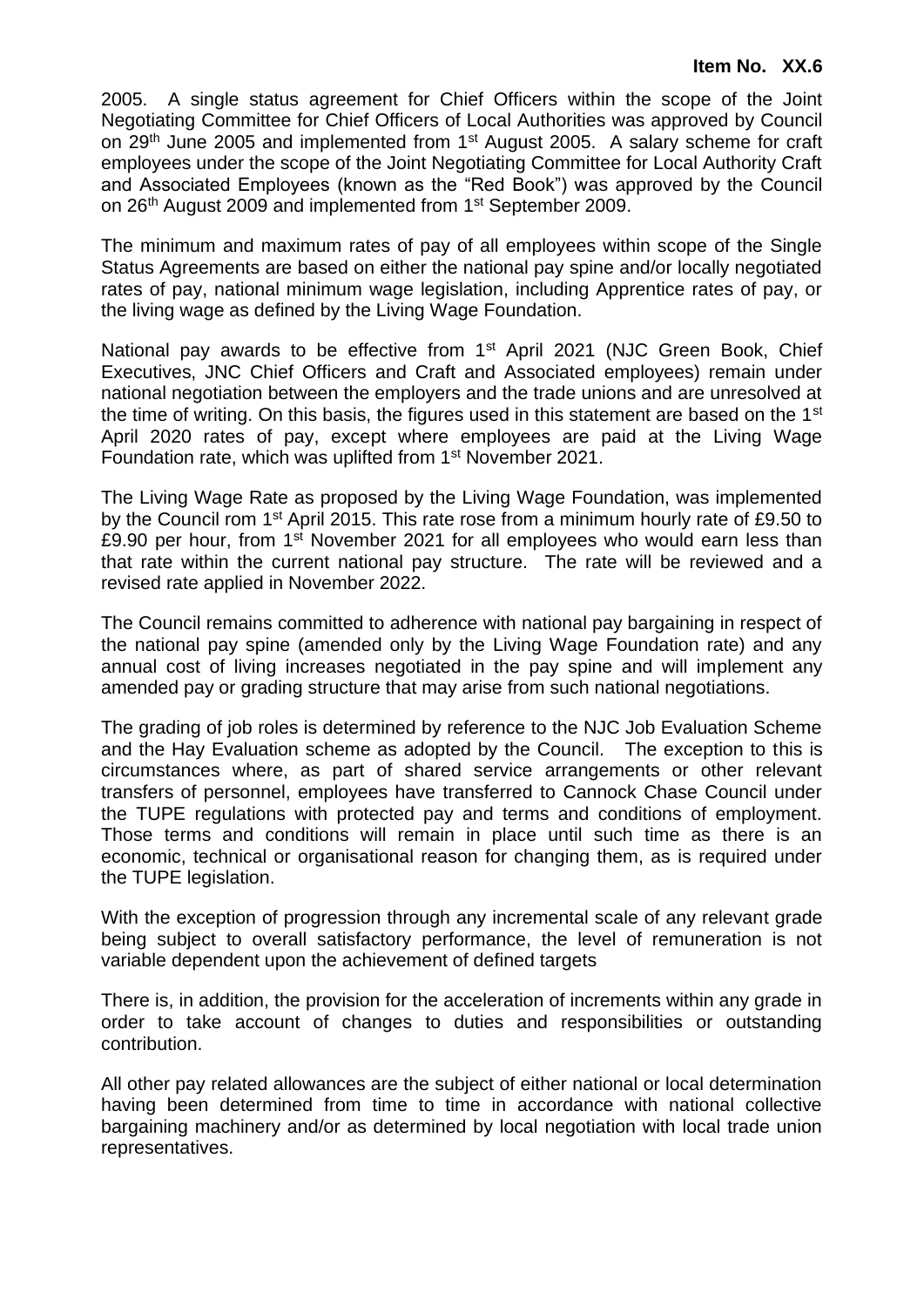2005. A single status agreement for Chief Officers within the scope of the Joint Negotiating Committee for Chief Officers of Local Authorities was approved by Council on 29th June 2005 and implemented from 1st August 2005. A salary scheme for craft employees under the scope of the Joint Negotiating Committee for Local Authority Craft and Associated Employees (known as the "Red Book") was approved by the Council on 26th August 2009 and implemented from 1st September 2009.

The minimum and maximum rates of pay of all employees within scope of the Single Status Agreements are based on either the national pay spine and/or locally negotiated rates of pay, national minimum wage legislation, including Apprentice rates of pay, or the living wage as defined by the Living Wage Foundation.

National pay awards to be effective from 1st April 2021 (NJC Green Book, Chief Executives, JNC Chief Officers and Craft and Associated employees) remain under national negotiation between the employers and the trade unions and are unresolved at the time of writing. On this basis, the figures used in this statement are based on the 1st April 2020 rates of pay, except where employees are paid at the Living Wage Foundation rate, which was uplifted from 1st November 2021.

The Living Wage Rate as proposed by the Living Wage Foundation, was implemented by the Council rom 1st April 2015. This rate rose from a minimum hourly rate of £9.50 to £9.90 per hour, from 1st November 2021 for all employees who would earn less than that rate within the current national pay structure. The rate will be reviewed and a revised rate applied in November 2022.

The Council remains committed to adherence with national pay bargaining in respect of the national pay spine (amended only by the Living Wage Foundation rate) and any annual cost of living increases negotiated in the pay spine and will implement any amended pay or grading structure that may arise from such national negotiations.

The grading of job roles is determined by reference to the NJC Job Evaluation Scheme and the Hay Evaluation scheme as adopted by the Council. The exception to this is circumstances where, as part of shared service arrangements or other relevant transfers of personnel, employees have transferred to Cannock Chase Council under the TUPE regulations with protected pay and terms and conditions of employment. Those terms and conditions will remain in place until such time as there is an economic, technical or organisational reason for changing them, as is required under the TUPE legislation.

With the exception of progression through any incremental scale of any relevant grade being subject to overall satisfactory performance, the level of remuneration is not variable dependent upon the achievement of defined targets

There is, in addition, the provision for the acceleration of increments within any grade in order to take account of changes to duties and responsibilities or outstanding contribution.

All other pay related allowances are the subject of either national or local determination having been determined from time to time in accordance with national collective bargaining machinery and/or as determined by local negotiation with local trade union representatives.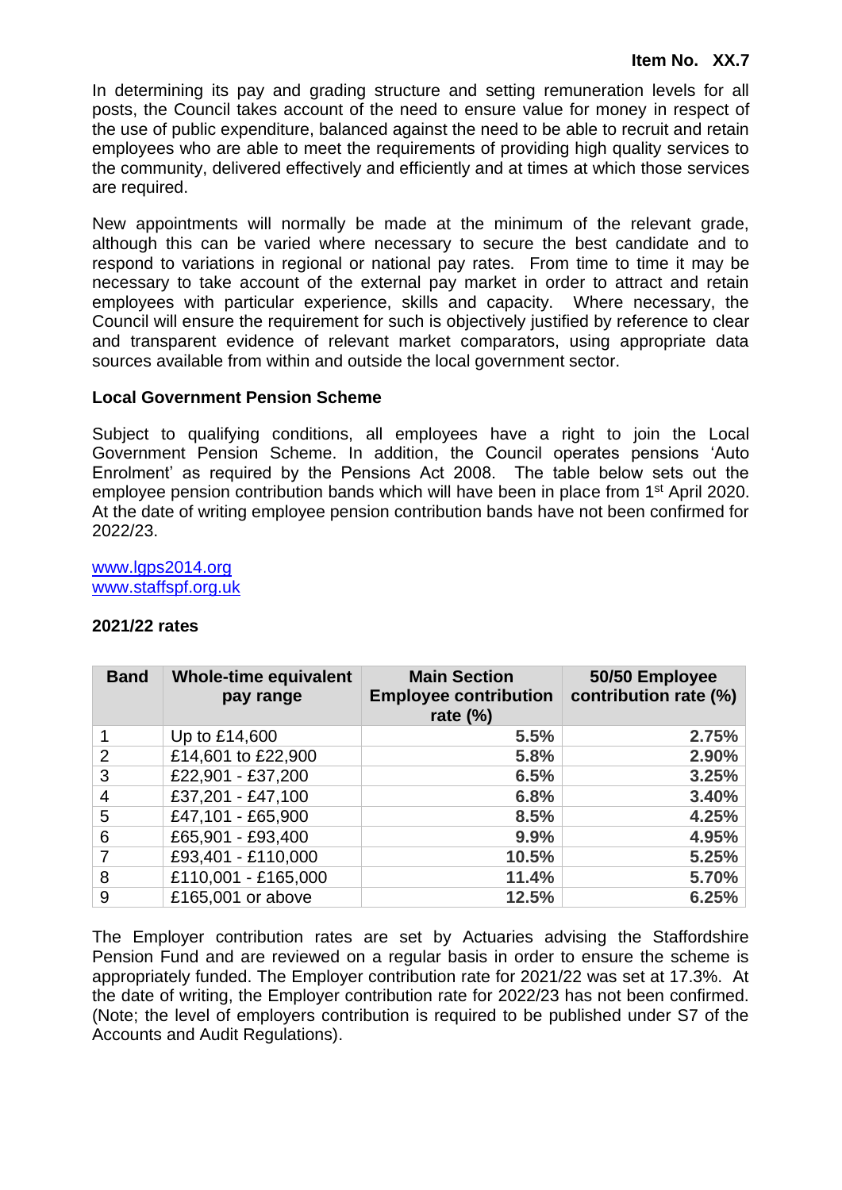In determining its pay and grading structure and setting remuneration levels for all posts, the Council takes account of the need to ensure value for money in respect of the use of public expenditure, balanced against the need to be able to recruit and retain employees who are able to meet the requirements of providing high quality services to the community, delivered effectively and efficiently and at times at which those services are required.

New appointments will normally be made at the minimum of the relevant grade, although this can be varied where necessary to secure the best candidate and to respond to variations in regional or national pay rates. From time to time it may be necessary to take account of the external pay market in order to attract and retain employees with particular experience, skills and capacity. Where necessary, the Council will ensure the requirement for such is objectively justified by reference to clear and transparent evidence of relevant market comparators, using appropriate data sources available from within and outside the local government sector.

**Local Government Pension Scheme**

Subject to qualifying conditions, all employees have a right to join the Local Government Pension Scheme. In addition, the Council operates pensions 'Auto Enrolment' as required by the Pensions Act 2008. The table below sets out the employee pension contribution bands which will have been in place from 1st April 2020. At the date of writing employee pension contribution bands have not been confirmed for 2022/23.

[www.lgps2014.org](http://www.lgps2014.org)
[www.staffspf.org.uk](http://www.staffspf.org.uk)

**2021/22 rates**

| Band | Whole-time equivalent pay range | Main Section Employee contribution rate (%) | 50/50 Employee contribution rate (%) |
|---|---|---|---|
| 1 | Up to £14,600 | **5.5%** | **2.75%** |
| 2 | £14,601 to £22,900 | **5.8%** | **2.90%** |
| 3 | £22,901 - £37,200 | **6.5%** | **3.25%** |
| 4 | £37,201 - £47,100 | **6.8%** | **3.40%** |
| 5 | £47,101 - £65,900 | **8.5%** | **4.25%** |
| 6 | £65,901 - £93,400 | **9.9%** | **4.95%** |
| 7 | £93,401 - £110,000 | **10.5%** | **5.25%** |
| 8 | £110,001 - £165,000 | **11.4%** | **5.70%** |
| 9 | £165,001 or above | **12.5%** | **6.25%** |

The Employer contribution rates are set by Actuaries advising the Staffordshire Pension Fund and are reviewed on a regular basis in order to ensure the scheme is appropriately funded. The Employer contribution rate for 2021/22 was set at 17.3%. At the date of writing, the Employer contribution rate for 2022/23 has not been confirmed. (Note; the level of employers contribution is required to be published under S7 of the Accounts and Audit Regulations).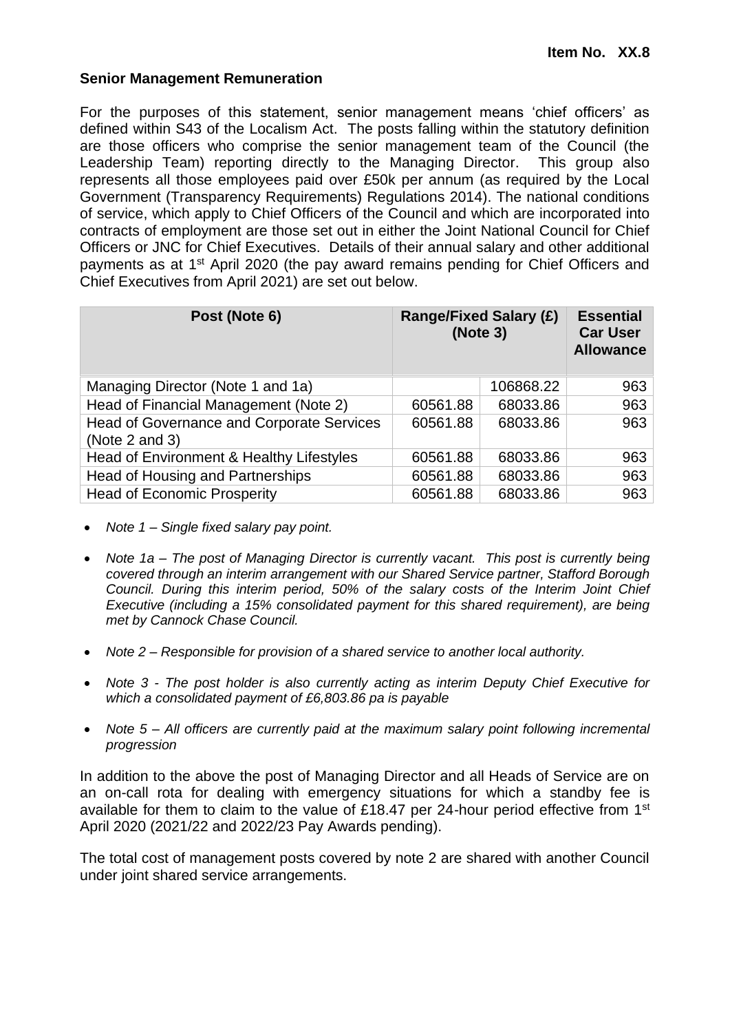**Item No. XX.8**

**Senior Management Remuneration**

For the purposes of this statement, senior management means 'chief officers' as defined within S43 of the Localism Act. The posts falling within the statutory definition are those officers who comprise the senior management team of the Council (the Leadership Team) reporting directly to the Managing Director. This group also represents all those employees paid over £50k per annum (as required by the Local Government (Transparency Requirements) Regulations 2014). The national conditions of service, which apply to Chief Officers of the Council and which are incorporated into contracts of employment are those set out in either the Joint National Council for Chief Officers or JNC for Chief Executives. Details of their annual salary and other additional payments as at 1st April 2020 (the pay award remains pending for Chief Officers and Chief Executives from April 2021) are set out below.

| Post (Note 6) | Range/Fixed Salary (£) (Note 3) | | Essential Car User Allowance |
|---|---|---|---|
| Managing Director (Note 1 and 1a) | | 106868.22 | 963 |
| Head of Financial Management (Note 2) | 60561.88 | 68033.86 | 963 |
| Head of Governance and Corporate Services (Note 2 and 3) | 60561.88 | 68033.86 | 963 |
| Head of Environment & Healthy Lifestyles | 60561.88 | 68033.86 | 963 |
| Head of Housing and Partnerships | 60561.88 | 68033.86 | 963 |
| Head of Economic Prosperity | 60561.88 | 68033.86 | 963 |

- *Note 1 – Single fixed salary pay point.*
- *Note 1a – The post of Managing Director is currently vacant. This post is currently being covered through an interim arrangement with our Shared Service partner, Stafford Borough Council. During this interim period, 50% of the salary costs of the Interim Joint Chief Executive (including a 15% consolidated payment for this shared requirement), are being met by Cannock Chase Council.*
- *Note 2 – Responsible for provision of a shared service to another local authority.*
- *Note 3 - The post holder is also currently acting as interim Deputy Chief Executive for which a consolidated payment of £6,803.86 pa is payable*
- *Note 5 – All officers are currently paid at the maximum salary point following incremental progression*

In addition to the above the post of Managing Director and all Heads of Service are on an on-call rota for dealing with emergency situations for which a standby fee is available for them to claim to the value of £18.47 per 24-hour period effective from 1st April 2020 (2021/22 and 2022/23 Pay Awards pending).

The total cost of management posts covered by note 2 are shared with another Council under joint shared service arrangements.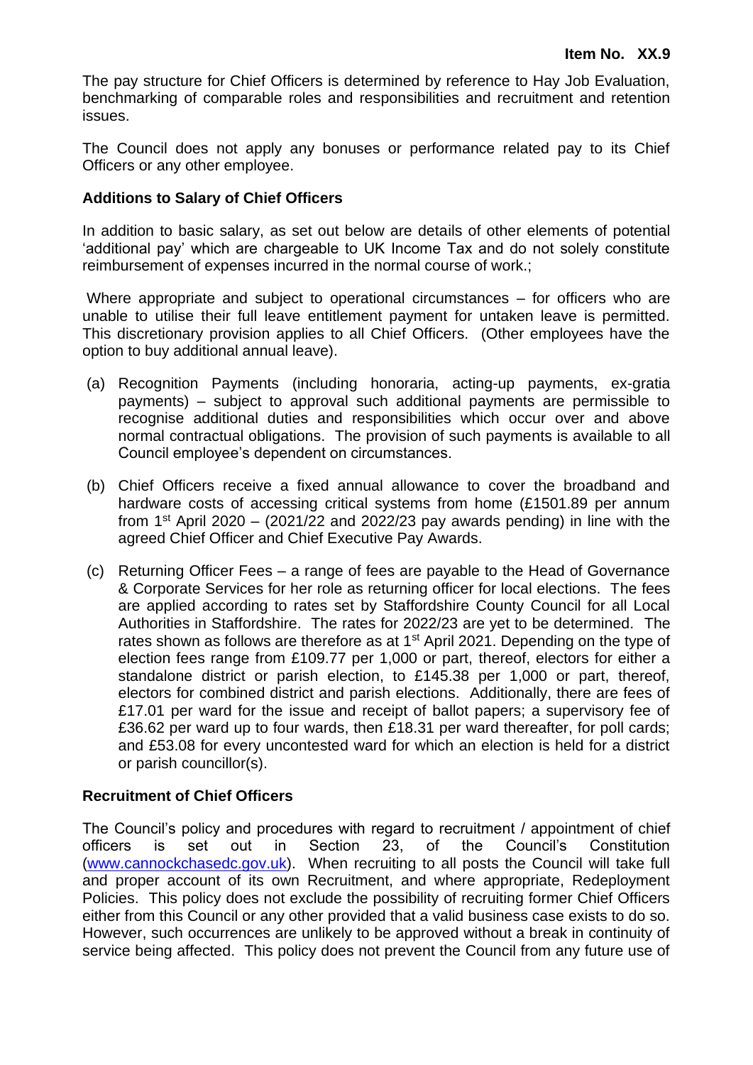The pay structure for Chief Officers is determined by reference to Hay Job Evaluation, benchmarking of comparable roles and responsibilities and recruitment and retention issues.

The Council does not apply any bonuses or performance related pay to its Chief Officers or any other employee.

**Additions to Salary of Chief Officers**

In addition to basic salary, as set out below are details of other elements of potential 'additional pay' which are chargeable to UK Income Tax and do not solely constitute reimbursement of expenses incurred in the normal course of work.;

Where appropriate and subject to operational circumstances – for officers who are unable to utilise their full leave entitlement payment for untaken leave is permitted. This discretionary provision applies to all Chief Officers. (Other employees have the option to buy additional annual leave).

(a) Recognition Payments (including honoraria, acting-up payments, ex-gratia payments) – subject to approval such additional payments are permissible to recognise additional duties and responsibilities which occur over and above normal contractual obligations. The provision of such payments is available to all Council employee's dependent on circumstances.

(b) Chief Officers receive a fixed annual allowance to cover the broadband and hardware costs of accessing critical systems from home (£1501.89 per annum from 1st April 2020 – (2021/22 and 2022/23 pay awards pending) in line with the agreed Chief Officer and Chief Executive Pay Awards.

(c) Returning Officer Fees – a range of fees are payable to the Head of Governance & Corporate Services for her role as returning officer for local elections. The fees are applied according to rates set by Staffordshire County Council for all Local Authorities in Staffordshire. The rates for 2022/23 are yet to be determined. The rates shown as follows are therefore as at 1st April 2021. Depending on the type of election fees range from £109.77 per 1,000 or part, thereof, electors for either a standalone district or parish election, to £145.38 per 1,000 or part, thereof, electors for combined district and parish elections. Additionally, there are fees of £17.01 per ward for the issue and receipt of ballot papers; a supervisory fee of £36.62 per ward up to four wards, then £18.31 per ward thereafter, for poll cards; and £53.08 for every uncontested ward for which an election is held for a district or parish councillor(s).

**Recruitment of Chief Officers**

The Council's policy and procedures with regard to recruitment / appointment of chief officers is set out in Section 23, of the Council's Constitution (www.cannockchasedc.gov.uk). When recruiting to all posts the Council will take full and proper account of its own Recruitment, and where appropriate, Redeployment Policies. This policy does not exclude the possibility of recruiting former Chief Officers either from this Council or any other provided that a valid business case exists to do so. However, such occurrences are unlikely to be approved without a break in continuity of service being affected. This policy does not prevent the Council from any future use of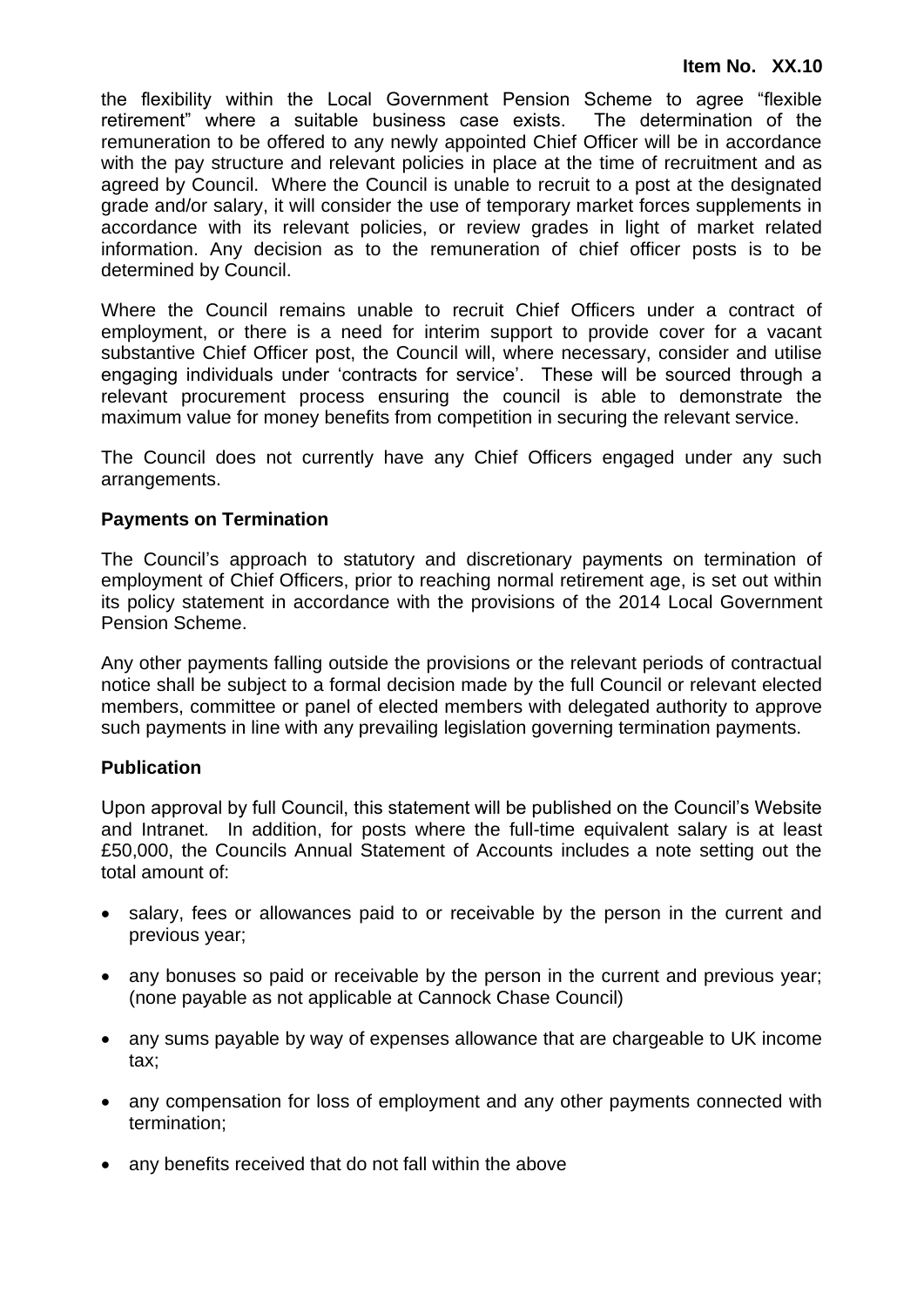the flexibility within the Local Government Pension Scheme to agree "flexible retirement" where a suitable business case exists. The determination of the remuneration to be offered to any newly appointed Chief Officer will be in accordance with the pay structure and relevant policies in place at the time of recruitment and as agreed by Council. Where the Council is unable to recruit to a post at the designated grade and/or salary, it will consider the use of temporary market forces supplements in accordance with its relevant policies, or review grades in light of market related information. Any decision as to the remuneration of chief officer posts is to be determined by Council.

Where the Council remains unable to recruit Chief Officers under a contract of employment, or there is a need for interim support to provide cover for a vacant substantive Chief Officer post, the Council will, where necessary, consider and utilise engaging individuals under 'contracts for service'. These will be sourced through a relevant procurement process ensuring the council is able to demonstrate the maximum value for money benefits from competition in securing the relevant service.

The Council does not currently have any Chief Officers engaged under any such arrangements.

**Payments on Termination**

The Council's approach to statutory and discretionary payments on termination of employment of Chief Officers, prior to reaching normal retirement age, is set out within its policy statement in accordance with the provisions of the 2014 Local Government Pension Scheme.

Any other payments falling outside the provisions or the relevant periods of contractual notice shall be subject to a formal decision made by the full Council or relevant elected members, committee or panel of elected members with delegated authority to approve such payments in line with any prevailing legislation governing termination payments.

**Publication**

Upon approval by full Council, this statement will be published on the Council's Website and Intranet. In addition, for posts where the full-time equivalent salary is at least £50,000, the Councils Annual Statement of Accounts includes a note setting out the total amount of:

- salary, fees or allowances paid to or receivable by the person in the current and previous year;
- any bonuses so paid or receivable by the person in the current and previous year; (none payable as not applicable at Cannock Chase Council)
- any sums payable by way of expenses allowance that are chargeable to UK income tax;
- any compensation for loss of employment and any other payments connected with termination;
- any benefits received that do not fall within the above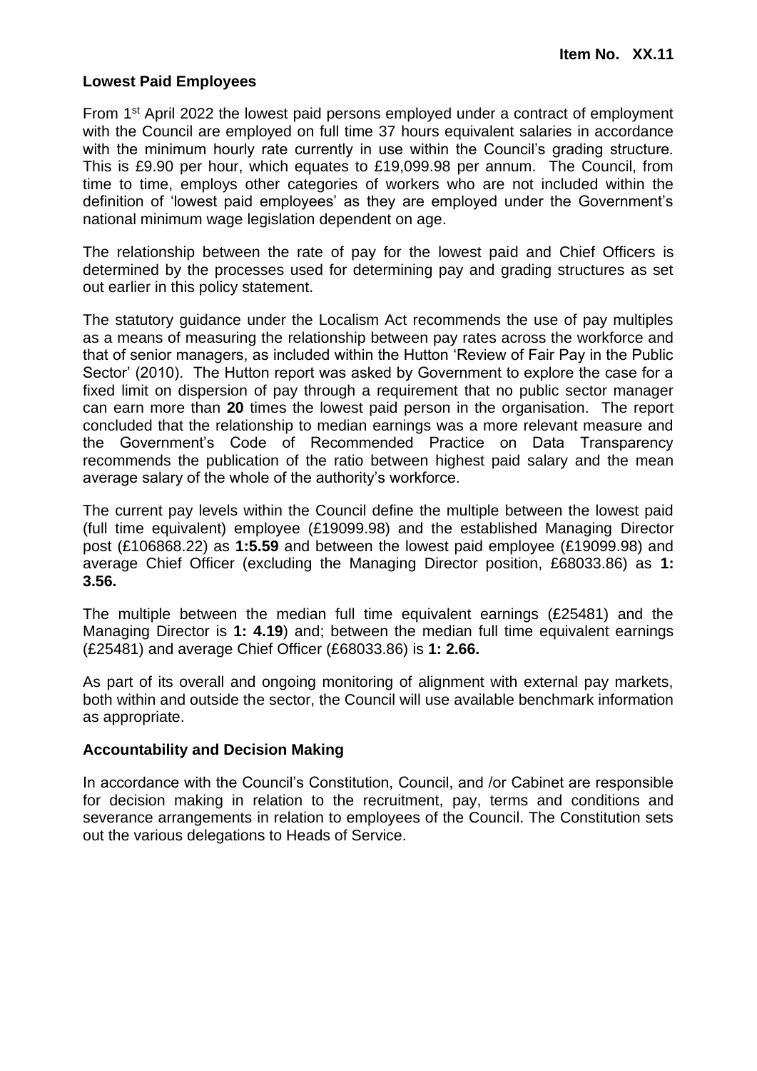**Lowest Paid Employees**

From 1st April 2022 the lowest paid persons employed under a contract of employment with the Council are employed on full time 37 hours equivalent salaries in accordance with the minimum hourly rate currently in use within the Council's grading structure. This is £9.90 per hour, which equates to £19,099.98 per annum. The Council, from time to time, employs other categories of workers who are not included within the definition of 'lowest paid employees' as they are employed under the Government's national minimum wage legislation dependent on age.

The relationship between the rate of pay for the lowest paid and Chief Officers is determined by the processes used for determining pay and grading structures as set out earlier in this policy statement.

The statutory guidance under the Localism Act recommends the use of pay multiples as a means of measuring the relationship between pay rates across the workforce and that of senior managers, as included within the Hutton 'Review of Fair Pay in the Public Sector' (2010). The Hutton report was asked by Government to explore the case for a fixed limit on dispersion of pay through a requirement that no public sector manager can earn more than **20** times the lowest paid person in the organisation. The report concluded that the relationship to median earnings was a more relevant measure and the Government's Code of Recommended Practice on Data Transparency recommends the publication of the ratio between highest paid salary and the mean average salary of the whole of the authority's workforce.

The current pay levels within the Council define the multiple between the lowest paid (full time equivalent) employee (£19099.98) and the established Managing Director post (£106868.22) as **1:5.59** and between the lowest paid employee (£19099.98) and average Chief Officer (excluding the Managing Director position, £68033.86) as **1: 3.56.**

The multiple between the median full time equivalent earnings (£25481) and the Managing Director is **1: 4.19**) and; between the median full time equivalent earnings (£25481) and average Chief Officer (£68033.86) is **1: 2.66.**

As part of its overall and ongoing monitoring of alignment with external pay markets, both within and outside the sector, the Council will use available benchmark information as appropriate.

**Accountability and Decision Making**

In accordance with the Council's Constitution, Council, and /or Cabinet are responsible for decision making in relation to the recruitment, pay, terms and conditions and severance arrangements in relation to employees of the Council. The Constitution sets out the various delegations to Heads of Service.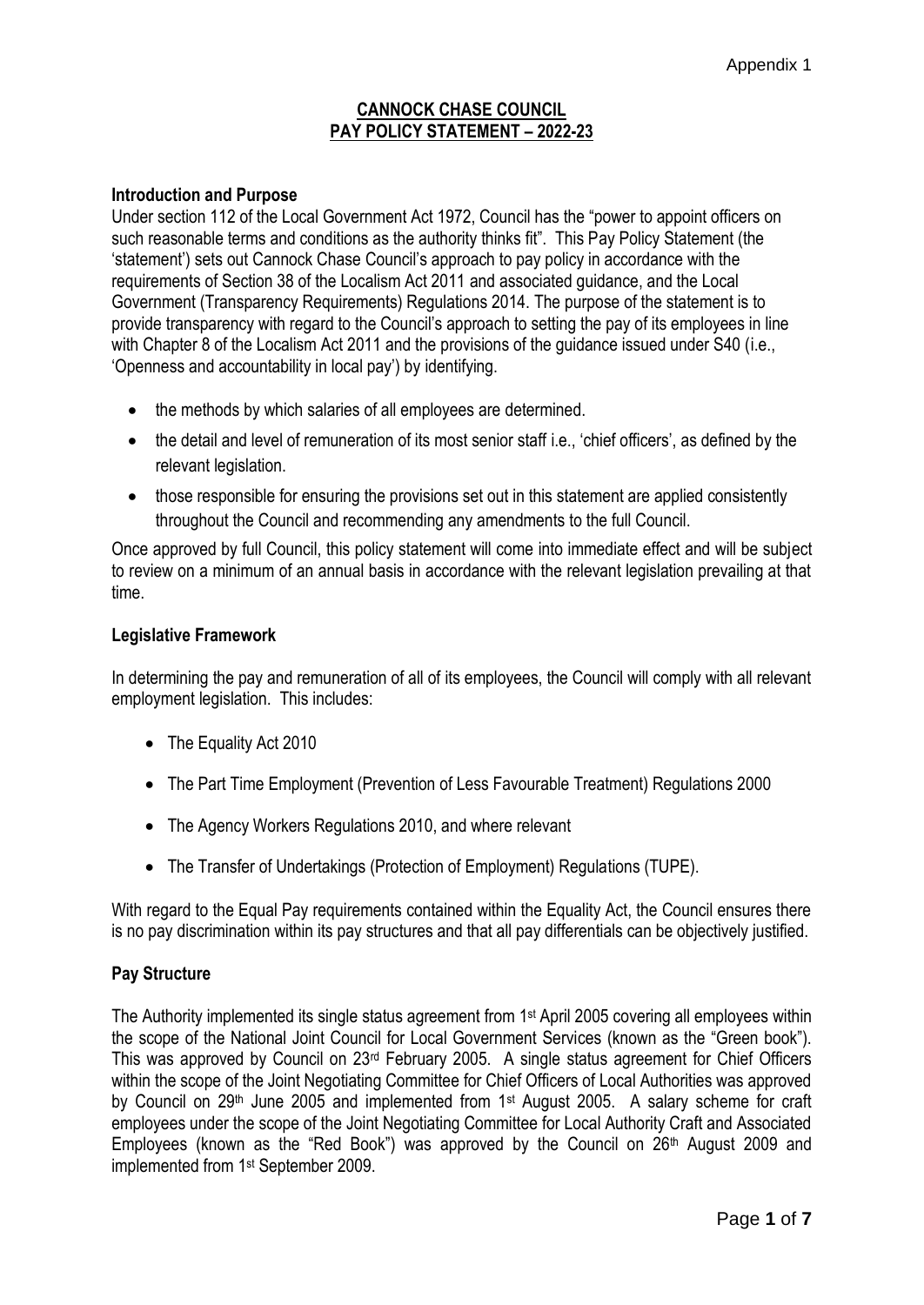Appendix 1

# CANNOCK CHASE COUNCIL
# PAY POLICY STATEMENT – 2022-23

## Introduction and Purpose

Under section 112 of the Local Government Act 1972, Council has the "power to appoint officers on such reasonable terms and conditions as the authority thinks fit". This Pay Policy Statement (the 'statement') sets out Cannock Chase Council's approach to pay policy in accordance with the requirements of Section 38 of the Localism Act 2011 and associated guidance, and the Local Government (Transparency Requirements) Regulations 2014. The purpose of the statement is to provide transparency with regard to the Council's approach to setting the pay of its employees in line with Chapter 8 of the Localism Act 2011 and the provisions of the guidance issued under S40 (i.e., 'Openness and accountability in local pay') by identifying.

- the methods by which salaries of all employees are determined.
- the detail and level of remuneration of its most senior staff i.e., 'chief officers', as defined by the relevant legislation.
- those responsible for ensuring the provisions set out in this statement are applied consistently throughout the Council and recommending any amendments to the full Council.

Once approved by full Council, this policy statement will come into immediate effect and will be subject to review on a minimum of an annual basis in accordance with the relevant legislation prevailing at that time.

## Legislative Framework

In determining the pay and remuneration of all of its employees, the Council will comply with all relevant employment legislation. This includes:

- The Equality Act 2010
- The Part Time Employment (Prevention of Less Favourable Treatment) Regulations 2000
- The Agency Workers Regulations 2010, and where relevant
- The Transfer of Undertakings (Protection of Employment) Regulations (TUPE).

With regard to the Equal Pay requirements contained within the Equality Act, the Council ensures there is no pay discrimination within its pay structures and that all pay differentials can be objectively justified.

## Pay Structure

The Authority implemented its single status agreement from 1st April 2005 covering all employees within the scope of the National Joint Council for Local Government Services (known as the "Green book"). This was approved by Council on 23rd February 2005. A single status agreement for Chief Officers within the scope of the Joint Negotiating Committee for Chief Officers of Local Authorities was approved by Council on 29th June 2005 and implemented from 1st August 2005. A salary scheme for craft employees under the scope of the Joint Negotiating Committee for Local Authority Craft and Associated Employees (known as the "Red Book") was approved by the Council on 26th August 2009 and implemented from 1st September 2009.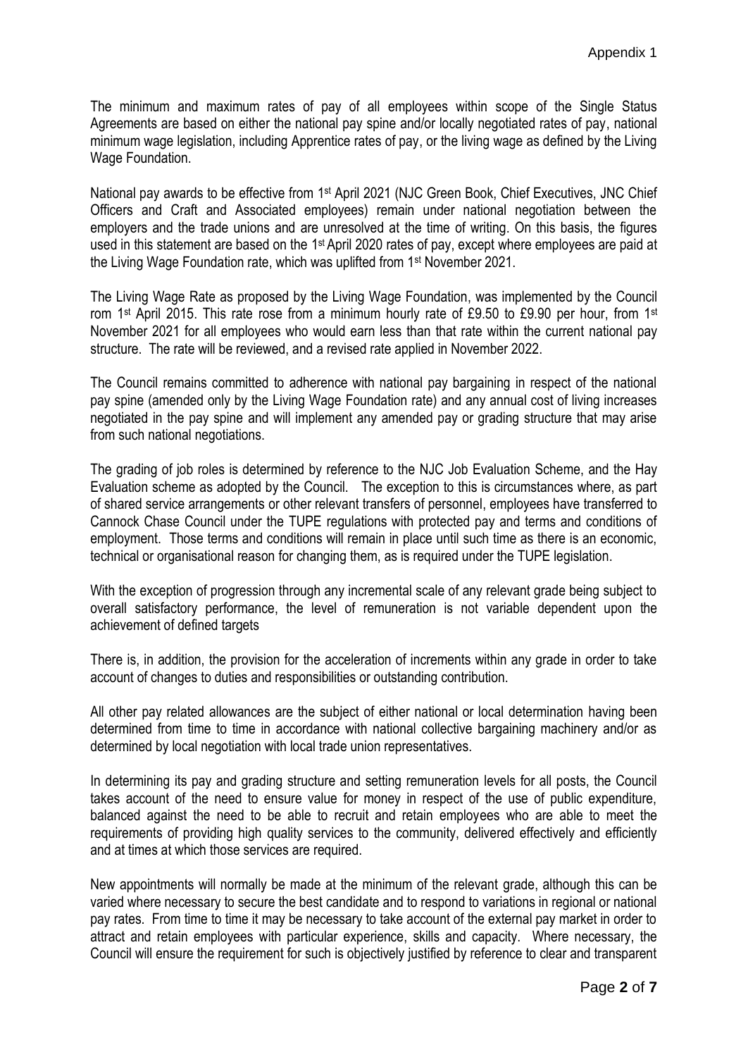The minimum and maximum rates of pay of all employees within scope of the Single Status Agreements are based on either the national pay spine and/or locally negotiated rates of pay, national minimum wage legislation, including Apprentice rates of pay, or the living wage as defined by the Living Wage Foundation.

National pay awards to be effective from 1st April 2021 (NJC Green Book, Chief Executives, JNC Chief Officers and Craft and Associated employees) remain under national negotiation between the employers and the trade unions and are unresolved at the time of writing. On this basis, the figures used in this statement are based on the 1st April 2020 rates of pay, except where employees are paid at the Living Wage Foundation rate, which was uplifted from 1st November 2021.

The Living Wage Rate as proposed by the Living Wage Foundation, was implemented by the Council rom 1st April 2015. This rate rose from a minimum hourly rate of £9.50 to £9.90 per hour, from 1st November 2021 for all employees who would earn less than that rate within the current national pay structure. The rate will be reviewed, and a revised rate applied in November 2022.

The Council remains committed to adherence with national pay bargaining in respect of the national pay spine (amended only by the Living Wage Foundation rate) and any annual cost of living increases negotiated in the pay spine and will implement any amended pay or grading structure that may arise from such national negotiations.

The grading of job roles is determined by reference to the NJC Job Evaluation Scheme, and the Hay Evaluation scheme as adopted by the Council. The exception to this is circumstances where, as part of shared service arrangements or other relevant transfers of personnel, employees have transferred to Cannock Chase Council under the TUPE regulations with protected pay and terms and conditions of employment. Those terms and conditions will remain in place until such time as there is an economic, technical or organisational reason for changing them, as is required under the TUPE legislation.

With the exception of progression through any incremental scale of any relevant grade being subject to overall satisfactory performance, the level of remuneration is not variable dependent upon the achievement of defined targets

There is, in addition, the provision for the acceleration of increments within any grade in order to take account of changes to duties and responsibilities or outstanding contribution.

All other pay related allowances are the subject of either national or local determination having been determined from time to time in accordance with national collective bargaining machinery and/or as determined by local negotiation with local trade union representatives.

In determining its pay and grading structure and setting remuneration levels for all posts, the Council takes account of the need to ensure value for money in respect of the use of public expenditure, balanced against the need to be able to recruit and retain employees who are able to meet the requirements of providing high quality services to the community, delivered effectively and efficiently and at times at which those services are required.

New appointments will normally be made at the minimum of the relevant grade, although this can be varied where necessary to secure the best candidate and to respond to variations in regional or national pay rates. From time to time it may be necessary to take account of the external pay market in order to attract and retain employees with particular experience, skills and capacity. Where necessary, the Council will ensure the requirement for such is objectively justified by reference to clear and transparent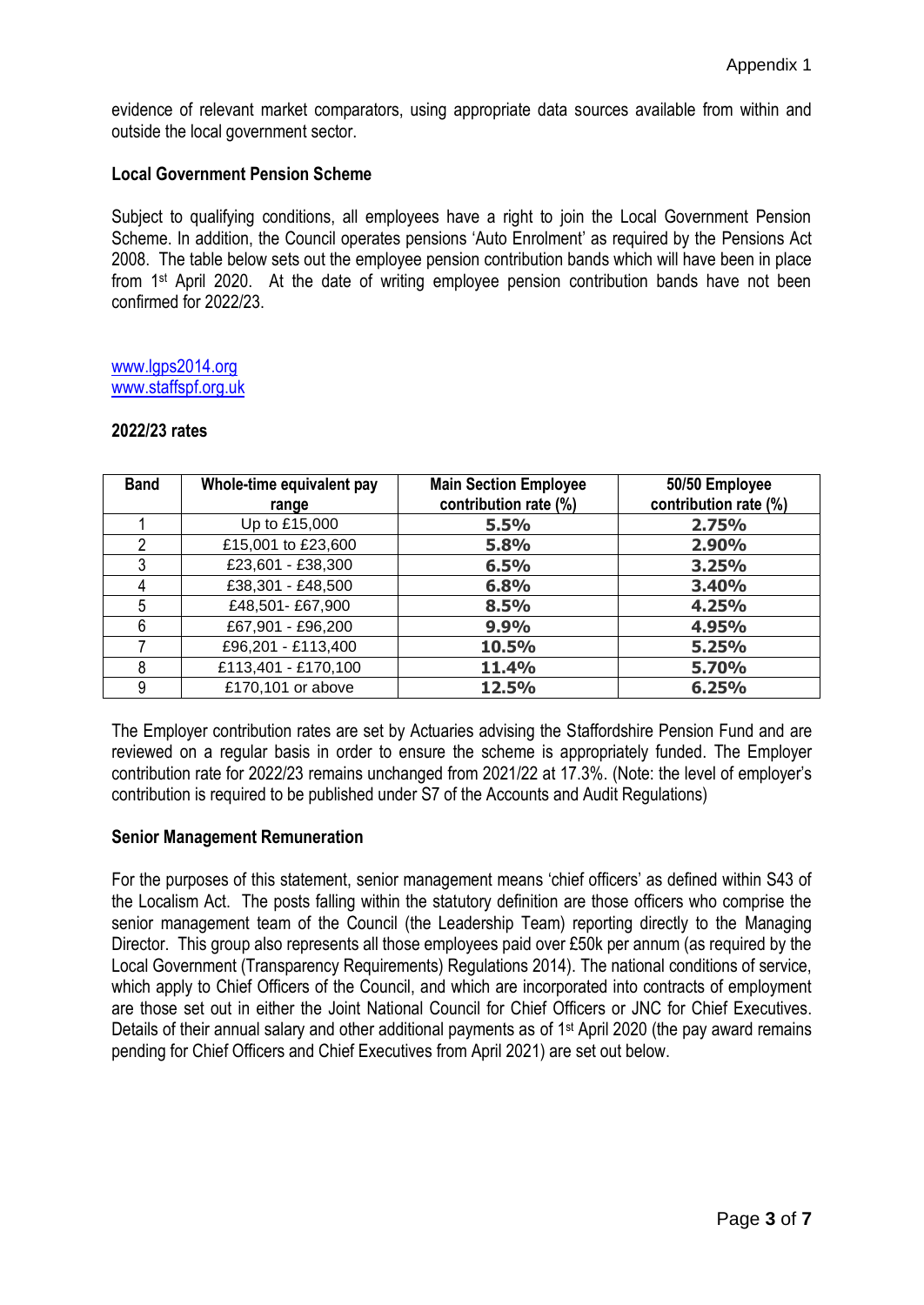evidence of relevant market comparators, using appropriate data sources available from within and outside the local government sector.

**Local Government Pension Scheme**

Subject to qualifying conditions, all employees have a right to join the Local Government Pension Scheme. In addition, the Council operates pensions 'Auto Enrolment' as required by the Pensions Act 2008. The table below sets out the employee pension contribution bands which will have been in place from 1st April 2020. At the date of writing employee pension contribution bands have not been confirmed for 2022/23.

[www.lgps2014.org](http://www.lgps2014.org)
[www.staffspf.org.uk](http://www.staffspf.org.uk)

**2022/23 rates**

| Band | Whole-time equivalent pay range | Main Section Employee contribution rate (%) | 50/50 Employee contribution rate (%) |
|---|---|---|---|
| 1 | Up to £15,000 | 5.5% | 2.75% |
| 2 | £15,001 to £23,600 | 5.8% | 2.90% |
| 3 | £23,601 - £38,300 | 6.5% | 3.25% |
| 4 | £38,301 - £48,500 | 6.8% | 3.40% |
| 5 | £48,501- £67,900 | 8.5% | 4.25% |
| 6 | £67,901 - £96,200 | 9.9% | 4.95% |
| 7 | £96,201 - £113,400 | 10.5% | 5.25% |
| 8 | £113,401 - £170,100 | 11.4% | 5.70% |
| 9 | £170,101 or above | 12.5% | 6.25% |

The Employer contribution rates are set by Actuaries advising the Staffordshire Pension Fund and are reviewed on a regular basis in order to ensure the scheme is appropriately funded. The Employer contribution rate for 2022/23 remains unchanged from 2021/22 at 17.3%. (Note: the level of employer's contribution is required to be published under S7 of the Accounts and Audit Regulations)

**Senior Management Remuneration**

For the purposes of this statement, senior management means 'chief officers' as defined within S43 of the Localism Act. The posts falling within the statutory definition are those officers who comprise the senior management team of the Council (the Leadership Team) reporting directly to the Managing Director. This group also represents all those employees paid over £50k per annum (as required by the Local Government (Transparency Requirements) Regulations 2014). The national conditions of service, which apply to Chief Officers of the Council, and which are incorporated into contracts of employment are those set out in either the Joint National Council for Chief Officers or JNC for Chief Executives. Details of their annual salary and other additional payments as of 1st April 2020 (the pay award remains pending for Chief Officers and Chief Executives from April 2021) are set out below.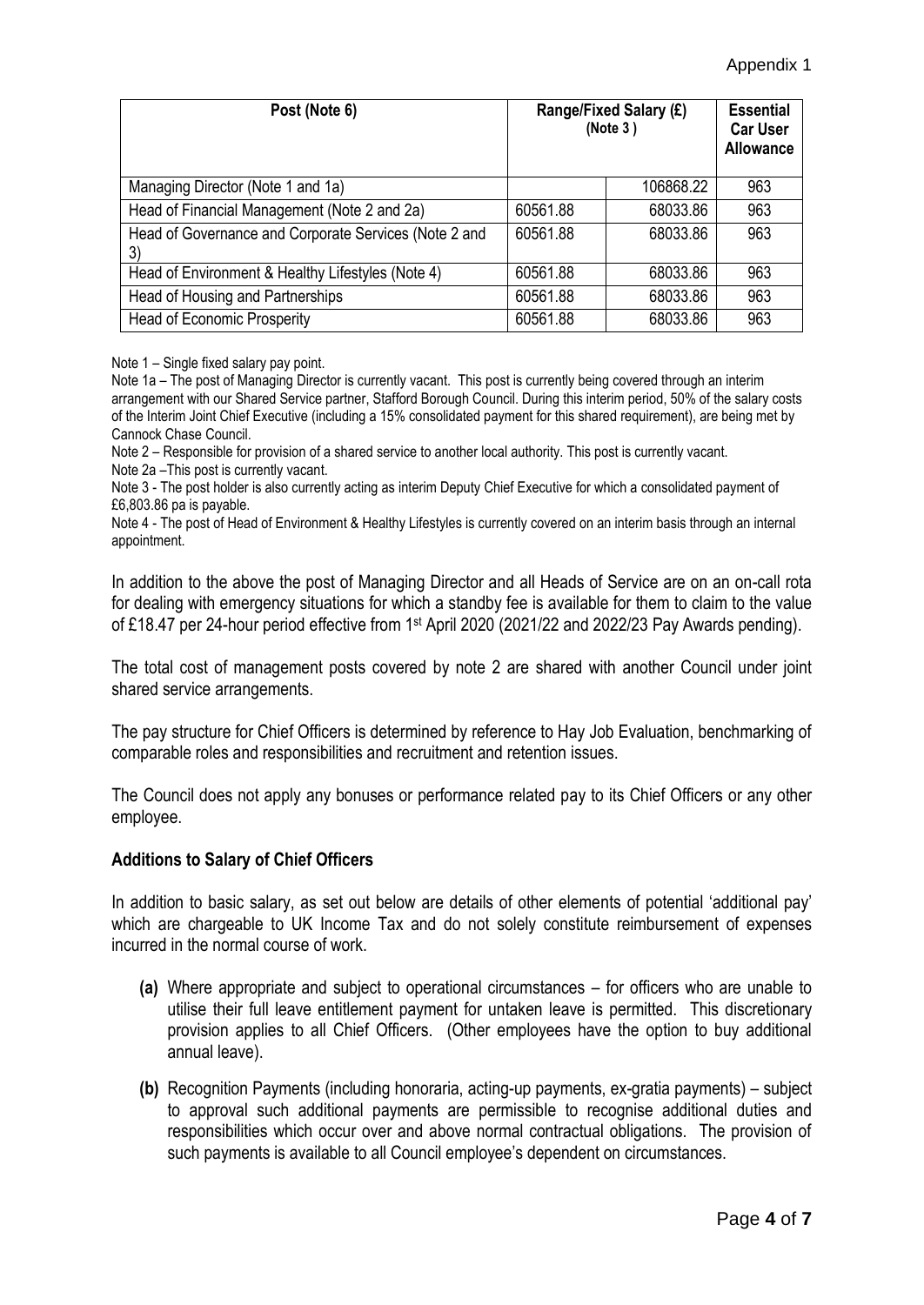Appendix 1

| Post (Note 6) | Range/Fixed Salary (£) (Note 3 ) | | Essential Car User Allowance |
|---|---|---|---|
| Managing Director (Note 1 and 1a) | | 106868.22 | 963 |
| Head of Financial Management (Note 2 and 2a) | 60561.88 | 68033.86 | 963 |
| Head of Governance and Corporate Services (Note 2 and 3) | 60561.88 | 68033.86 | 963 |
| Head of Environment & Healthy Lifestyles (Note 4) | 60561.88 | 68033.86 | 963 |
| Head of Housing and Partnerships | 60561.88 | 68033.86 | 963 |
| Head of Economic Prosperity | 60561.88 | 68033.86 | 963 |

Note 1 – Single fixed salary pay point.
Note 1a – The post of Managing Director is currently vacant. This post is currently being covered through an interim arrangement with our Shared Service partner, Stafford Borough Council. During this interim period, 50% of the salary costs of the Interim Joint Chief Executive (including a 15% consolidated payment for this shared requirement), are being met by Cannock Chase Council.
Note 2 – Responsible for provision of a shared service to another local authority. This post is currently vacant.
Note 2a –This post is currently vacant.
Note 3 - The post holder is also currently acting as interim Deputy Chief Executive for which a consolidated payment of £6,803.86 pa is payable.
Note 4 - The post of Head of Environment & Healthy Lifestyles is currently covered on an interim basis through an internal appointment.

In addition to the above the post of Managing Director and all Heads of Service are on an on-call rota for dealing with emergency situations for which a standby fee is available for them to claim to the value of £18.47 per 24-hour period effective from 1st April 2020 (2021/22 and 2022/23 Pay Awards pending).

The total cost of management posts covered by note 2 are shared with another Council under joint shared service arrangements.

The pay structure for Chief Officers is determined by reference to Hay Job Evaluation, benchmarking of comparable roles and responsibilities and recruitment and retention issues.

The Council does not apply any bonuses or performance related pay to its Chief Officers or any other employee.

**Additions to Salary of Chief Officers**

In addition to basic salary, as set out below are details of other elements of potential 'additional pay' which are chargeable to UK Income Tax and do not solely constitute reimbursement of expenses incurred in the normal course of work.

- **(a)** Where appropriate and subject to operational circumstances – for officers who are unable to utilise their full leave entitlement payment for untaken leave is permitted. This discretionary provision applies to all Chief Officers. (Other employees have the option to buy additional annual leave).

- **(b)** Recognition Payments (including honoraria, acting-up payments, ex-gratia payments) – subject to approval such additional payments are permissible to recognise additional duties and responsibilities which occur over and above normal contractual obligations. The provision of such payments is available to all Council employee's dependent on circumstances.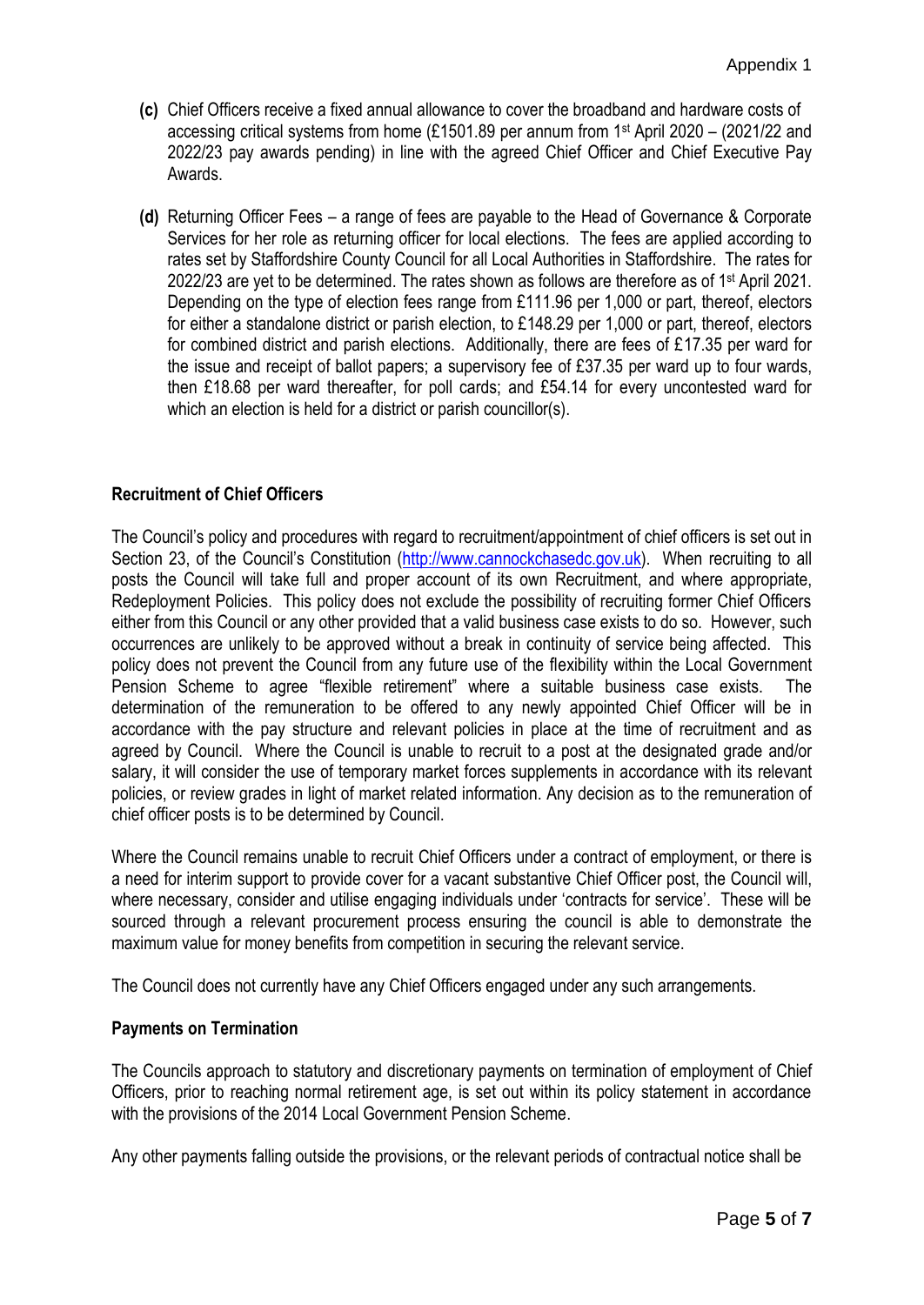**(c)** Chief Officers receive a fixed annual allowance to cover the broadband and hardware costs of accessing critical systems from home (£1501.89 per annum from 1st April 2020 – (2021/22 and 2022/23 pay awards pending) in line with the agreed Chief Officer and Chief Executive Pay Awards.

**(d)** Returning Officer Fees – a range of fees are payable to the Head of Governance & Corporate Services for her role as returning officer for local elections. The fees are applied according to rates set by Staffordshire County Council for all Local Authorities in Staffordshire. The rates for 2022/23 are yet to be determined. The rates shown as follows are therefore as of 1st April 2021. Depending on the type of election fees range from £111.96 per 1,000 or part, thereof, electors for either a standalone district or parish election, to £148.29 per 1,000 or part, thereof, electors for combined district and parish elections. Additionally, there are fees of £17.35 per ward for the issue and receipt of ballot papers; a supervisory fee of £37.35 per ward up to four wards, then £18.68 per ward thereafter, for poll cards; and £54.14 for every uncontested ward for which an election is held for a district or parish councillor(s).

**Recruitment of Chief Officers**

The Council's policy and procedures with regard to recruitment/appointment of chief officers is set out in Section 23, of the Council's Constitution (http://www.cannockchasedc.gov.uk). When recruiting to all posts the Council will take full and proper account of its own Recruitment, and where appropriate, Redeployment Policies. This policy does not exclude the possibility of recruiting former Chief Officers either from this Council or any other provided that a valid business case exists to do so. However, such occurrences are unlikely to be approved without a break in continuity of service being affected. This policy does not prevent the Council from any future use of the flexibility within the Local Government Pension Scheme to agree "flexible retirement" where a suitable business case exists. The determination of the remuneration to be offered to any newly appointed Chief Officer will be in accordance with the pay structure and relevant policies in place at the time of recruitment and as agreed by Council. Where the Council is unable to recruit to a post at the designated grade and/or salary, it will consider the use of temporary market forces supplements in accordance with its relevant policies, or review grades in light of market related information. Any decision as to the remuneration of chief officer posts is to be determined by Council.

Where the Council remains unable to recruit Chief Officers under a contract of employment, or there is a need for interim support to provide cover for a vacant substantive Chief Officer post, the Council will, where necessary, consider and utilise engaging individuals under 'contracts for service'. These will be sourced through a relevant procurement process ensuring the council is able to demonstrate the maximum value for money benefits from competition in securing the relevant service.

The Council does not currently have any Chief Officers engaged under any such arrangements.

**Payments on Termination**

The Councils approach to statutory and discretionary payments on termination of employment of Chief Officers, prior to reaching normal retirement age, is set out within its policy statement in accordance with the provisions of the 2014 Local Government Pension Scheme.

Any other payments falling outside the provisions, or the relevant periods of contractual notice shall be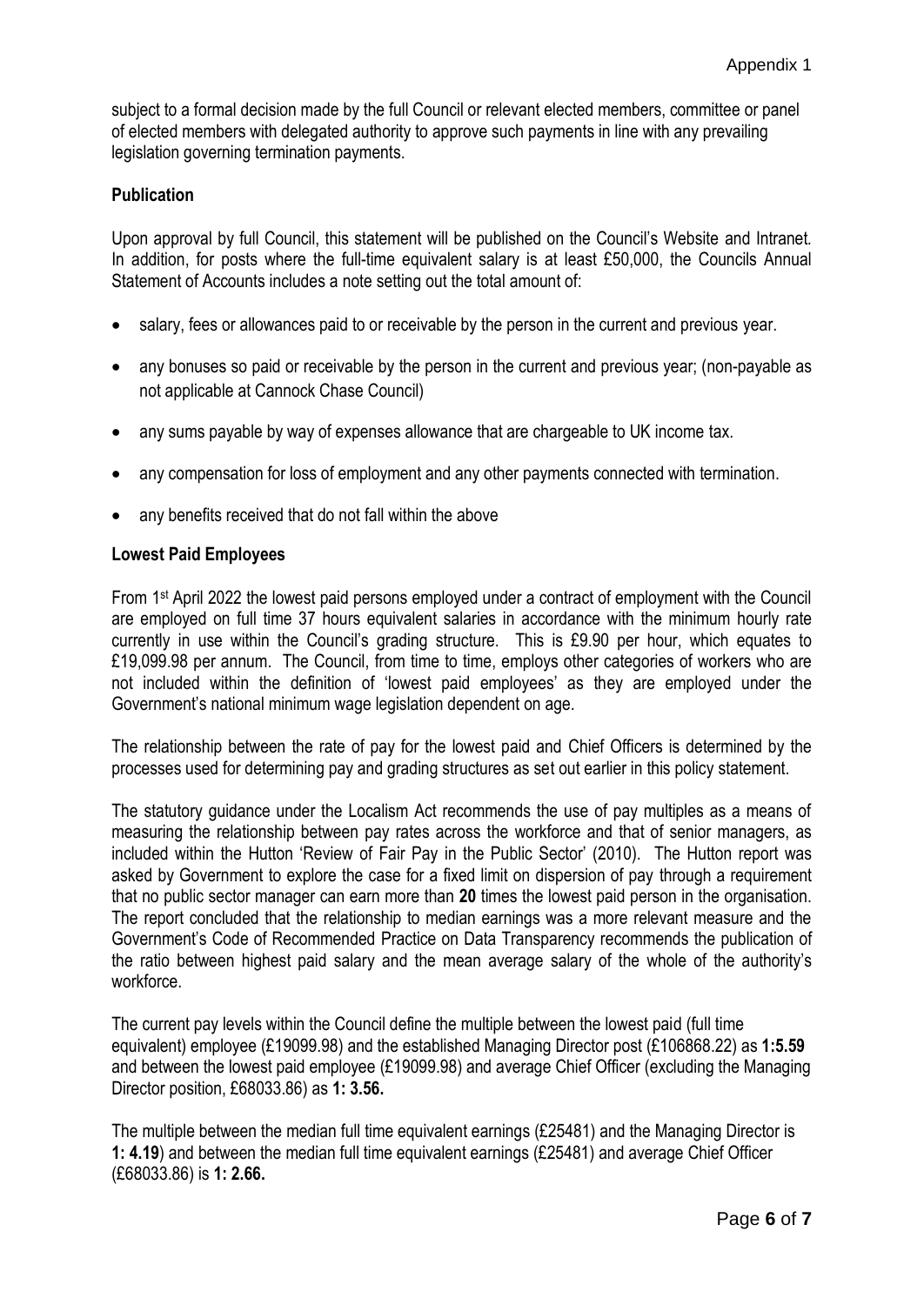subject to a formal decision made by the full Council or relevant elected members, committee or panel of elected members with delegated authority to approve such payments in line with any prevailing legislation governing termination payments.

**Publication**

Upon approval by full Council, this statement will be published on the Council's Website and Intranet. In addition, for posts where the full-time equivalent salary is at least £50,000, the Councils Annual Statement of Accounts includes a note setting out the total amount of:

- salary, fees or allowances paid to or receivable by the person in the current and previous year.
- any bonuses so paid or receivable by the person in the current and previous year; (non-payable as not applicable at Cannock Chase Council)
- any sums payable by way of expenses allowance that are chargeable to UK income tax.
- any compensation for loss of employment and any other payments connected with termination.
- any benefits received that do not fall within the above

**Lowest Paid Employees**

From 1st April 2022 the lowest paid persons employed under a contract of employment with the Council are employed on full time 37 hours equivalent salaries in accordance with the minimum hourly rate currently in use within the Council's grading structure. This is £9.90 per hour, which equates to £19,099.98 per annum. The Council, from time to time, employs other categories of workers who are not included within the definition of 'lowest paid employees' as they are employed under the Government's national minimum wage legislation dependent on age.

The relationship between the rate of pay for the lowest paid and Chief Officers is determined by the processes used for determining pay and grading structures as set out earlier in this policy statement.

The statutory guidance under the Localism Act recommends the use of pay multiples as a means of measuring the relationship between pay rates across the workforce and that of senior managers, as included within the Hutton 'Review of Fair Pay in the Public Sector' (2010). The Hutton report was asked by Government to explore the case for a fixed limit on dispersion of pay through a requirement that no public sector manager can earn more than **20** times the lowest paid person in the organisation. The report concluded that the relationship to median earnings was a more relevant measure and the Government's Code of Recommended Practice on Data Transparency recommends the publication of the ratio between highest paid salary and the mean average salary of the whole of the authority's workforce.

The current pay levels within the Council define the multiple between the lowest paid (full time equivalent) employee (£19099.98) and the established Managing Director post (£106868.22) as **1:5.59** and between the lowest paid employee (£19099.98) and average Chief Officer (excluding the Managing Director position, £68033.86) as **1: 3.56.**

The multiple between the median full time equivalent earnings (£25481) and the Managing Director is **1: 4.19**) and between the median full time equivalent earnings (£25481) and average Chief Officer (£68033.86) is **1: 2.66.**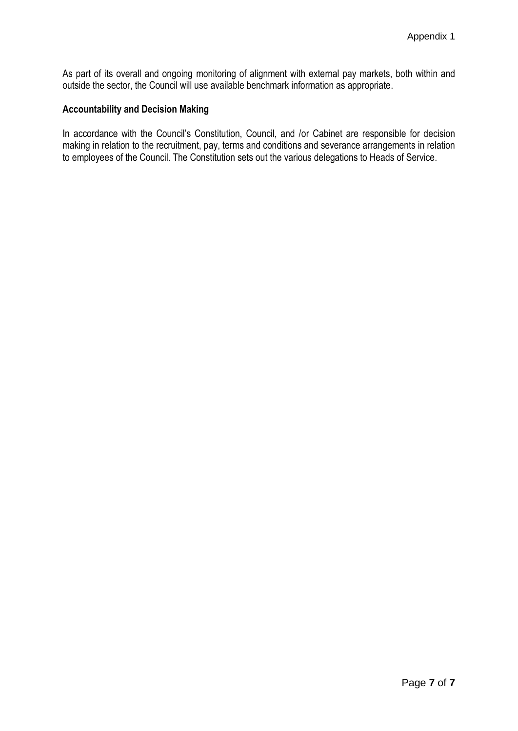As part of its overall and ongoing monitoring of alignment with external pay markets, both within and outside the sector, the Council will use available benchmark information as appropriate.

**Accountability and Decision Making**

In accordance with the Council's Constitution, Council, and /or Cabinet are responsible for decision making in relation to the recruitment, pay, terms and conditions and severance arrangements in relation to employees of the Council. The Constitution sets out the various delegations to Heads of Service.